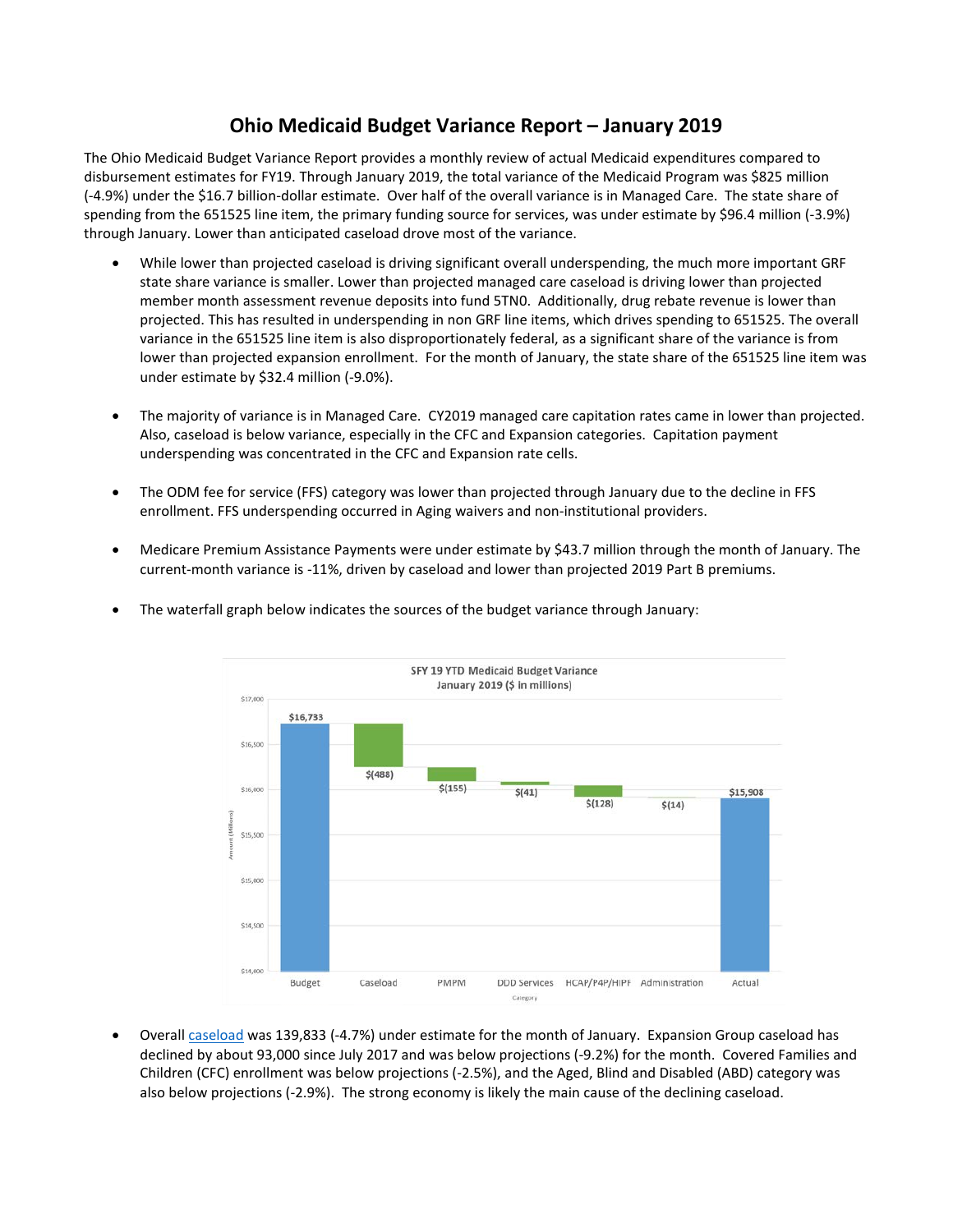# Ohio Medicaid Budget Variance Report – January 2019

The Ohio Medicaid Budget Variance Report provides a monthly review of actual Medicaid expenditures compared to disbursement estimates for FY19. Through January 2019, the total variance of the Medicaid Program was $825 million (-4.9%) under the $16.7 billion-dollar estimate. Over half of the overall variance is in Managed Care. The state share of spending from the 651525 line item, the primary funding source for services, was under estimate by $96.4 million (-3.9%) through January. Lower than anticipated caseload drove most of the variance.

- While lower than projected caseload is driving significant overall underspending, the much more important GRF state share variance is smaller. Lower than projected managed care caseload is driving lower than projected member month assessment revenue deposits into fund 5TN0. Additionally, drug rebate revenue is lower than projected. This has resulted in underspending in non GRF line items, which drives spending to 651525. The overall variance in the 651525 line item is also disproportionately federal, as a significant share of the variance is from lower than projected expansion enrollment. For the month of January, the state share of the 651525 line item was under estimate by $32.4 million (-9.0%).

- The majority of variance is in Managed Care. CY2019 managed care capitation rates came in lower than projected. Also, caseload is below variance, especially in the CFC and Expansion categories. Capitation payment underspending was concentrated in the CFC and Expansion rate cells.

- The ODM fee for service (FFS) category was lower than projected through January due to the decline in FFS enrollment. FFS underspending occurred in Aging waivers and non-institutional providers.

- Medicare Premium Assistance Payments were under estimate by $43.7 million through the month of January. The current-month variance is -11%, driven by caseload and lower than projected 2019 Part B premiums.

- The waterfall graph below indicates the sources of the budget variance through January:

SFY 19 YTD Medicaid Budget Variance
January 2019 ($ in millions)

| Category | Amount (Millions) |
|---|---|
| Budget | $16,733 |
| Caseload | $(488) |
| PMPM | $(155) |
| DDD Services | $(41) |
| HCAP/P4P/HIPF | $(128) |
| Administration | $(14) |
| Actual | $15,908 |

- Overall caseload was 139,833 (-4.7%) under estimate for the month of January. Expansion Group caseload has declined by about 93,000 since July 2017 and was below projections (-9.2%) for the month. Covered Families and Children (CFC) enrollment was below projections (-2.5%), and the Aged, Blind and Disabled (ABD) category was also below projections (-2.9%). The strong economy is likely the main cause of the declining caseload.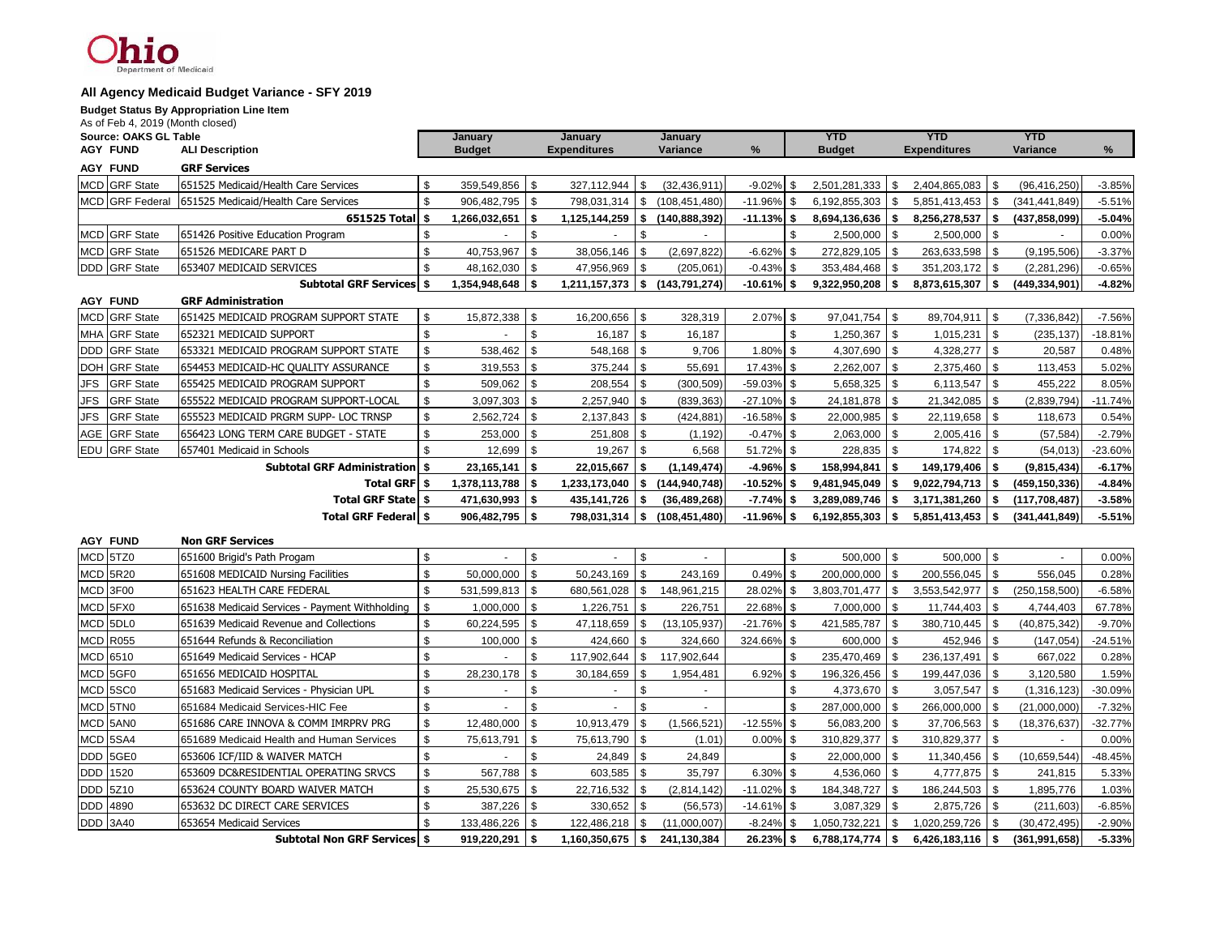Ohio Department of Medicaid

## All Agency Medicaid Budget Variance - SFY 2019

**Budget Status By Appropriation Line Item**

As of Feb 4, 2019 (Month closed)

Source: OAKS GL Table

| AGY | FUND | ALI Description | January Budget | January Expenditures | January Variance | % | YTD Budget | YTD Expenditures | YTD Variance | % |
|---|---|---|---|---|---|---|---|---|---|---|
| **AGY** | **FUND** | **GRF Services** | | | | | | | | |
| MCD | GRF State | 651525 Medicaid/Health Care Services | $ 359,549,856 | $ 327,112,944 | $ (32,436,911) | -9.02% | $ 2,501,281,333 | $ 2,404,865,083 | $ (96,416,250) | -3.85% |
| MCD | GRF Federal | 651525 Medicaid/Health Care Services | $ 906,482,795 | $ 798,031,314 | $ (108,451,480) | -11.96% | $ 6,192,855,303 | $ 5,851,413,453 | $ (341,441,849) | -5.51% |
| | | **651525 Total** | **$ 1,266,032,651** | **$ 1,125,144,259** | **$ (140,888,392)** | **-11.13%** | **$ 8,694,136,636** | **$ 8,256,278,537** | **$ (437,858,099)** | **-5.04%** |
| MCD | GRF State | 651426 Positive Education Program | $ - | $ - | $ - | | $ 2,500,000 | $ 2,500,000 | $ - | 0.00% |
| MCD | GRF State | 651526 MEDICARE PART D | $ 40,753,967 | $ 38,056,146 | $ (2,697,822) | -6.62% | $ 272,829,105 | $ 263,633,598 | $ (9,195,506) | -3.37% |
| DDD | GRF State | 653407 MEDICAID SERVICES | $ 48,162,030 | $ 47,956,969 | $ (205,061) | -0.43% | $ 353,484,468 | $ 351,203,172 | $ (2,281,296) | -0.65% |
| | | **Subtotal GRF Services** | **$ 1,354,948,648** | **$ 1,211,157,373** | **$ (143,791,274)** | **-10.61%** | **$ 9,322,950,208** | **$ 8,873,615,307** | **$ (449,334,901)** | **-4.82%** |
| **AGY** | **FUND** | **GRF Administration** | | | | | | | | |
| MCD | GRF State | 651425 MEDICAID PROGRAM SUPPORT STATE | $ 15,872,338 | $ 16,200,656 | $ 328,319 | 2.07% | $ 97,041,754 | $ 89,704,911 | $ (7,336,842) | -7.56% |
| MHA | GRF State | 652321 MEDICAID SUPPORT | $ - | $ 16,187 | $ 16,187 | | $ 1,250,367 | $ 1,015,231 | $ (235,137) | -18.81% |
| DDD | GRF State | 653321 MEDICAID PROGRAM SUPPORT STATE | $ 538,462 | $ 548,168 | $ 9,706 | 1.80% | $ 4,307,690 | $ 4,328,277 | $ 20,587 | 0.48% |
| DOH | GRF State | 654453 MEDICAID-HC QUALITY ASSURANCE | $ 319,553 | $ 375,244 | $ 55,691 | 17.43% | $ 2,262,007 | $ 2,375,460 | $ 113,453 | 5.02% |
| JFS | GRF State | 655425 MEDICAID PROGRAM SUPPORT | $ 509,062 | $ 208,554 | $ (300,509) | -59.03% | $ 5,658,325 | $ 6,113,547 | $ 455,222 | 8.05% |
| JFS | GRF State | 655522 MEDICAID PROGRAM SUPPORT-LOCAL | $ 3,097,303 | $ 2,257,940 | $ (839,363) | -27.10% | $ 24,181,878 | $ 21,342,085 | $ (2,839,794) | -11.74% |
| JFS | GRF State | 655523 MEDICAID PRGRM SUPP- LOC TRNSP | $ 2,562,724 | $ 2,137,843 | $ (424,881) | -16.58% | $ 22,000,985 | $ 22,119,658 | $ 118,673 | 0.54% |
| AGE | GRF State | 656423 LONG TERM CARE BUDGET - STATE | $ 253,000 | $ 251,808 | $ (1,192) | -0.47% | $ 2,063,000 | $ 2,005,416 | $ (57,584) | -2.79% |
| EDU | GRF State | 657401 Medicaid in Schools | $ 12,699 | $ 19,267 | $ 6,568 | 51.72% | $ 228,835 | $ 174,822 | $ (54,013) | -23.60% |
| | | **Subtotal GRF Administration** | **$ 23,165,141** | **$ 22,015,667** | **$ (1,149,474)** | **-4.96%** | **$ 158,994,841** | **$ 149,179,406** | **$ (9,815,434)** | **-6.17%** |
| | | **Total GRF** | **$ 1,378,113,788** | **$ 1,233,173,040** | **$ (144,940,748)** | **-10.52%** | **$ 9,481,945,049** | **$ 9,022,794,713** | **$ (459,150,336)** | **-4.84%** |
| | | **Total GRF State** | **$ 471,630,993** | **$ 435,141,726** | **$ (36,489,268)** | **-7.74%** | **$ 3,289,089,746** | **$ 3,171,381,260** | **$ (117,708,487)** | **-3.58%** |
| | | **Total GRF Federal** | **$ 906,482,795** | **$ 798,031,314** | **$ (108,451,480)** | **-11.96%** | **$ 6,192,855,303** | **$ 5,851,413,453** | **$ (341,441,849)** | **-5.51%** |
| **AGY** | **FUND** | **Non GRF Services** | | | | | | | | |
| MCD | 5TZ0 | 651600 Brigid's Path Progam | $ - | $ - | $ - | | $ 500,000 | $ 500,000 | $ - | 0.00% |
| MCD | 5R20 | 651608 MEDICAID Nursing Facilities | $ 50,000,000 | $ 50,243,169 | $ 243,169 | 0.49% | $ 200,000,000 | $ 200,556,045 | $ 556,045 | 0.28% |
| MCD | 3F00 | 651623 HEALTH CARE FEDERAL | $ 531,599,813 | $ 680,561,028 | $ 148,961,215 | 28.02% | $ 3,803,701,477 | $ 3,553,542,977 | $ (250,158,500) | -6.58% |
| MCD | 5FX0 | 651638 Medicaid Services - Payment Withholding | $ 1,000,000 | $ 1,226,751 | $ 226,751 | 22.68% | $ 7,000,000 | $ 11,744,403 | $ 4,744,403 | 67.78% |
| MCD | 5DL0 | 651639 Medicaid Revenue and Collections | $ 60,224,595 | $ 47,118,659 | $ (13,105,937) | -21.76% | $ 421,585,787 | $ 380,710,445 | $ (40,875,342) | -9.70% |
| MCD | R055 | 651644 Refunds & Reconciliation | $ 100,000 | $ 424,660 | $ 324,660 | 324.66% | $ 600,000 | $ 452,946 | $ (147,054) | -24.51% |
| MCD | 6510 | 651649 Medicaid Services - HCAP | $ - | $ 117,902,644 | $ 117,902,644 | | $ 235,470,469 | $ 236,137,491 | $ 667,022 | 0.28% |
| MCD | 5GF0 | 651656 MEDICAID HOSPITAL | $ 28,230,178 | $ 30,184,659 | $ 1,954,481 | 6.92% | $ 196,326,456 | $ 199,447,036 | $ 3,120,580 | 1.59% |
| MCD | 5SC0 | 651683 Medicaid Services - Physician UPL | $ - | $ - | $ - | | $ 4,373,670 | $ 3,057,547 | $ (1,316,123) | -30.09% |
| MCD | 5TN0 | 651684 Medicaid Services-HIC Fee | $ - | $ - | $ - | | $ 287,000,000 | $ 266,000,000 | $ (21,000,000) | -7.32% |
| MCD | 5AN0 | 651686 CARE INNOVA & COMM IMRPRV PRG | $ 12,480,000 | $ 10,913,479 | $ (1,566,521) | -12.55% | $ 56,083,200 | $ 37,706,563 | $ (18,376,637) | -32.77% |
| MCD | 5SA4 | 651689 Medicaid Health and Human Services | $ 75,613,791 | $ 75,613,790 | $ (1.01) | 0.00% | $ 310,829,377 | $ 310,829,377 | $ - | 0.00% |
| DDD | 5GE0 | 653606 ICF/IID & WAIVER MATCH | $ - | $ 24,849 | $ 24,849 | | $ 22,000,000 | $ 11,340,456 | $ (10,659,544) | -48.45% |
| DDD | 1520 | 653609 DC&RESIDENTIAL OPERATING SRVCS | $ 567,788 | $ 603,585 | $ 35,797 | 6.30% | $ 4,536,060 | $ 4,777,875 | $ 241,815 | 5.33% |
| DDD | 5Z10 | 653624 COUNTY BOARD WAIVER MATCH | $ 25,530,675 | $ 22,716,532 | $ (2,814,142) | -11.02% | $ 184,348,727 | $ 186,244,503 | $ 1,895,776 | 1.03% |
| DDD | 4890 | 653632 DC DIRECT CARE SERVICES | $ 387,226 | $ 330,652 | $ (56,573) | -14.61% | $ 3,087,329 | $ 2,875,726 | $ (211,603) | -6.85% |
| DDD | 3A40 | 653654 Medicaid Services | $ 133,486,226 | $ 122,486,218 | $ (11,000,007) | -8.24% | $ 1,050,732,221 | $ 1,020,259,726 | $ (30,472,495) | -2.90% |
| | | **Subtotal Non GRF Services** | **$ 919,220,291** | **$ 1,160,350,675** | **$ 241,130,384** | **26.23%** | **$ 6,788,174,774** | **$ 6,426,183,116** | **$ (361,991,658)** | **-5.33%** |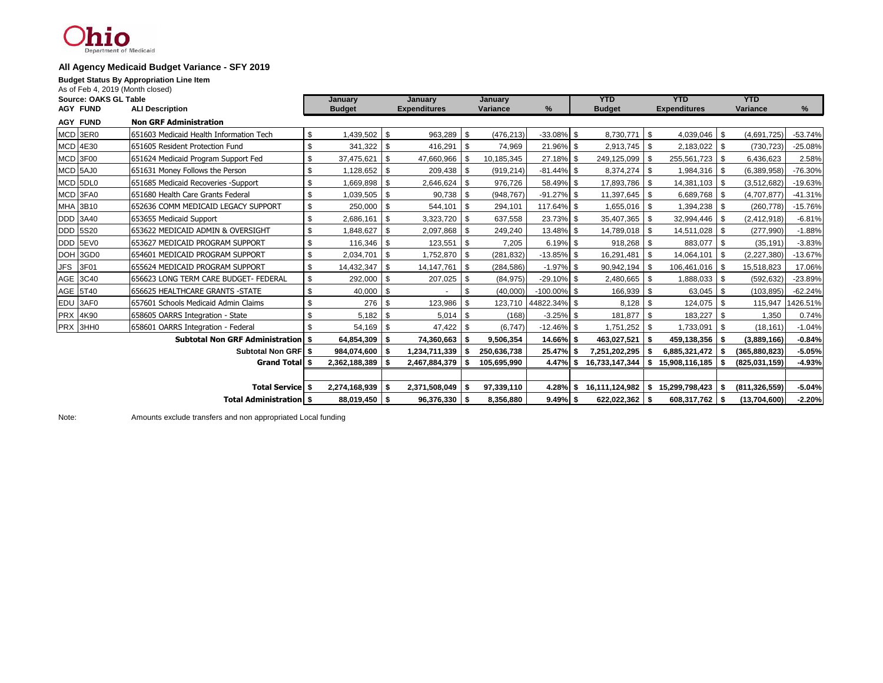Ohio Department of Medicaid

## All Agency Medicaid Budget Variance - SFY 2019

**Budget Status By Appropriation Line Item**

As of Feb 4, 2019 (Month closed)

Source: OAKS GL Table

| AGY | FUND | ALI Description | January Budget | January Expenditures | January Variance | % | YTD Budget | YTD Expenditures | YTD Variance | % |
|---|---|---|---|---|---|---|---|---|---|---|
| **AGY** | **FUND** | **Non GRF Administration** | | | | | | | | |
| MCD | 3ER0 | 651603 Medicaid Health Information Tech | $ 1,439,502 | $ 963,289 | $ (476,213) | -33.08% | $ 8,730,771 | $ 4,039,046 | $ (4,691,725) | -53.74% |
| MCD | 4E30 | 651605 Resident Protection Fund | $ 341,322 | $ 416,291 | $ 74,969 | 21.96% | $ 2,913,745 | $ 2,183,022 | $ (730,723) | -25.08% |
| MCD | 3F00 | 651624 Medicaid Program Support Fed | $ 37,475,621 | $ 47,660,966 | $ 10,185,345 | 27.18% | $ 249,125,099 | $ 255,561,723 | $ 6,436,623 | 2.58% |
| MCD | 5AJ0 | 651631 Money Follows the Person | $ 1,128,652 | $ 209,438 | $ (919,214) | -81.44% | $ 8,374,274 | $ 1,984,316 | $ (6,389,958) | -76.30% |
| MCD | 5DL0 | 651685 Medicaid Recoveries -Support | $ 1,669,898 | $ 2,646,624 | $ 976,726 | 58.49% | $ 17,893,786 | $ 14,381,103 | $ (3,512,682) | -19.63% |
| MCD | 3FA0 | 651680 Health Care Grants Federal | $ 1,039,505 | $ 90,738 | $ (948,767) | -91.27% | $ 11,397,645 | $ 6,689,768 | $ (4,707,877) | -41.31% |
| MHA | 3B10 | 652636 COMM MEDICAID LEGACY SUPPORT | $ 250,000 | $ 544,101 | $ 294,101 | 117.64% | $ 1,655,016 | $ 1,394,238 | $ (260,778) | -15.76% |
| DDD | 3A40 | 653655 Medicaid Support | $ 2,686,161 | $ 3,323,720 | $ 637,558 | 23.73% | $ 35,407,365 | $ 32,994,446 | $ (2,412,918) | -6.81% |
| DDD | 5S20 | 653622 MEDICAID ADMIN & OVERSIGHT | $ 1,848,627 | $ 2,097,868 | $ 249,240 | 13.48% | $ 14,789,018 | $ 14,511,028 | $ (277,990) | -1.88% |
| DDD | 5EV0 | 653627 MEDICAID PROGRAM SUPPORT | $ 116,346 | $ 123,551 | $ 7,205 | 6.19% | $ 918,268 | $ 883,077 | $ (35,191) | -3.83% |
| DOH | 3GD0 | 654601 MEDICAID PROGRAM SUPPORT | $ 2,034,701 | $ 1,752,870 | $ (281,832) | -13.85% | $ 16,291,481 | $ 14,064,101 | $ (2,227,380) | -13.67% |
| JFS | 3F01 | 655624 MEDICAID PROGRAM SUPPORT | $ 14,432,347 | $ 14,147,761 | $ (284,586) | -1.97% | $ 90,942,194 | $ 106,461,016 | $ 15,518,823 | 17.06% |
| AGE | 3C40 | 656623 LONG TERM CARE BUDGET- FEDERAL | $ 292,000 | $ 207,025 | $ (84,975) | -29.10% | $ 2,480,665 | $ 1,888,033 | $ (592,632) | -23.89% |
| AGE | 5T40 | 656625 HEALTHCARE GRANTS -STATE | $ 40,000 | $ - | $ (40,000) | -100.00% | $ 166,939 | $ 63,045 | $ (103,895) | -62.24% |
| EDU | 3AF0 | 657601 Schools Medicaid Admin Claims | $ 276 | $ 123,986 | $ 123,710 | 44822.34% | $ 8,128 | $ 124,075 | $ 115,947 | 1426.51% |
| PRX | 4K90 | 658605 OARRS Integration - State | $ 5,182 | $ 5,014 | $ (168) | -3.25% | $ 181,877 | $ 183,227 | $ 1,350 | 0.74% |
| PRX | 3HH0 | 658601 OARRS Integration - Federal | $ 54,169 | $ 47,422 | $ (6,747) | -12.46% | $ 1,751,252 | $ 1,733,091 | $ (18,161) | -1.04% |
| | | **Subtotal Non GRF Administration** | **$ 64,854,309** | **$ 74,360,663** | **$ 9,506,354** | **14.66%** | **$ 463,027,521** | **$ 459,138,356** | **$ (3,889,166)** | **-0.84%** |
| | | **Subtotal Non GRF** | **$ 984,074,600** | **$ 1,234,711,339** | **$ 250,636,738** | **25.47%** | **$ 7,251,202,295** | **$ 6,885,321,472** | **$ (365,880,823)** | **-5.05%** |
| | | **Grand Total** | **$ 2,362,188,389** | **$ 2,467,884,379** | **$ 105,695,990** | **4.47%** | **$ 16,733,147,344** | **$ 15,908,116,185** | **$ (825,031,159)** | **-4.93%** |
| | | | | | | | | | | |
| | | **Total Service** | **$ 2,274,168,939** | **$ 2,371,508,049** | **$ 97,339,110** | **4.28%** | **$ 16,111,124,982** | **$ 15,299,798,423** | **$ (811,326,559)** | **-5.04%** |
| | | **Total Administration** | **$ 88,019,450** | **$ 96,376,330** | **$ 8,356,880** | **9.49%** | **$ 622,022,362** | **$ 608,317,762** | **$ (13,704,600)** | **-2.20%** |

Note: Amounts exclude transfers and non appropriated Local funding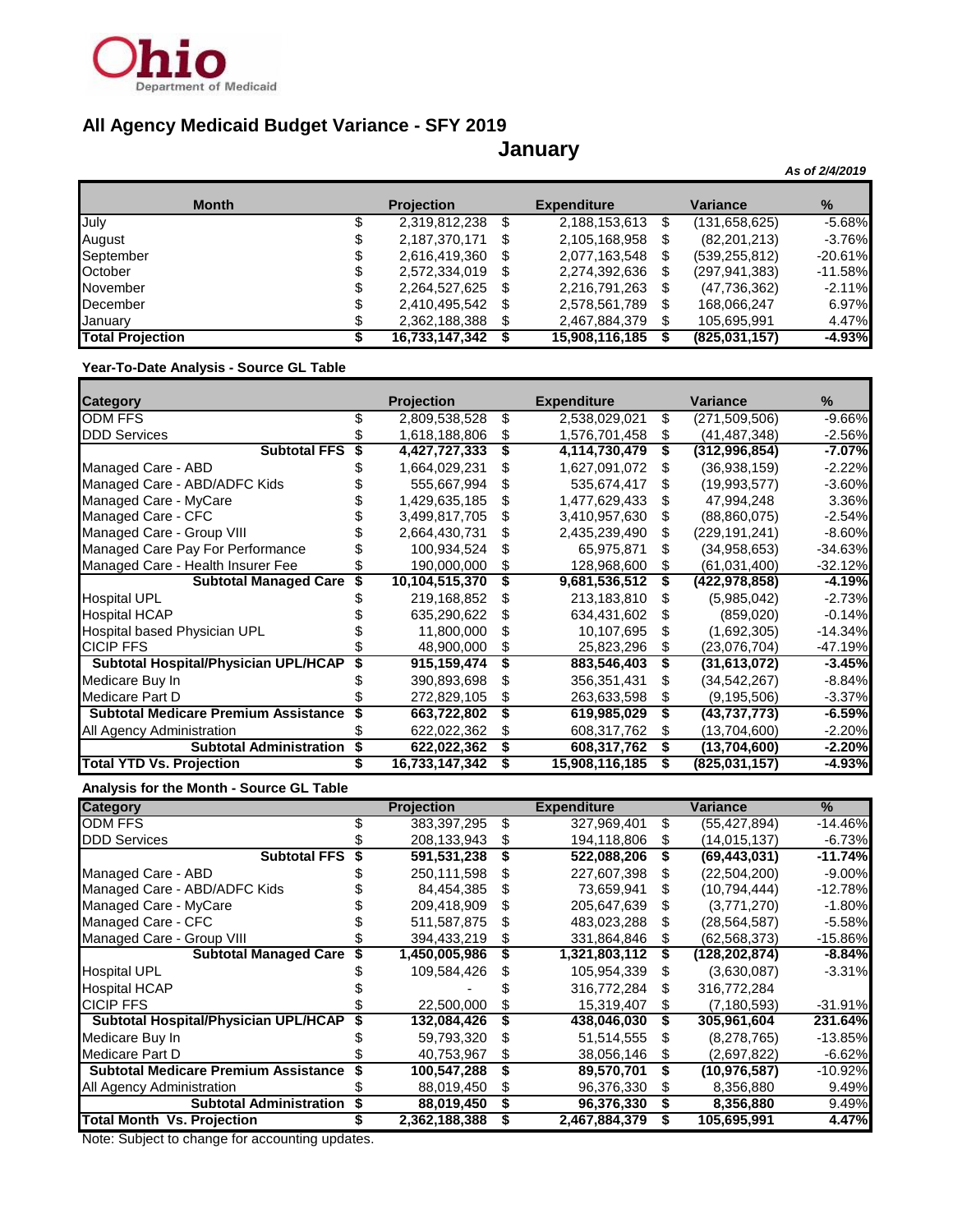Ohio Department of Medicaid

## All Agency Medicaid Budget Variance - SFY 2019

## January

*As of 2/4/2019*

| Month | Projection | Expenditure | Variance | % |
|---|---|---|---|---|
| July | $ 2,319,812,238 | $ 2,188,153,613 | $ (131,658,625) | -5.68% |
| August | $ 2,187,370,171 | $ 2,105,168,958 | $ (82,201,213) | -3.76% |
| September | $ 2,616,419,360 | $ 2,077,163,548 | $ (539,255,812) | -20.61% |
| October | $ 2,572,334,019 | $ 2,274,392,636 | $ (297,941,383) | -11.58% |
| November | $ 2,264,527,625 | $ 2,216,791,263 | $ (47,736,362) | -2.11% |
| December | $ 2,410,495,542 | $ 2,578,561,789 | $ 168,066,247 | 6.97% |
| January | $ 2,362,188,388 | $ 2,467,884,379 | $ 105,695,991 | 4.47% |
| **Total Projection** | **$ 16,733,147,342** | **$ 15,908,116,185** | **$ (825,031,157)** | **-4.93%** |

**Year-To-Date Analysis - Source GL Table**

| Category | Projection | Expenditure | Variance | % |
|---|---|---|---|---|
| ODM FFS | $ 2,809,538,528 | $ 2,538,029,021 | $ (271,509,506) | -9.66% |
| DDD Services | $ 1,618,188,806 | $ 1,576,701,458 | $ (41,487,348) | -2.56% |
| **Subtotal FFS** | **$ 4,427,727,333** | **$ 4,114,730,479** | **$ (312,996,854)** | **-7.07%** |
| Managed Care - ABD | $ 1,664,029,231 | $ 1,627,091,072 | $ (36,938,159) | -2.22% |
| Managed Care - ABD/ADFC Kids | $ 555,667,994 | $ 535,674,417 | $ (19,993,577) | -3.60% |
| Managed Care - MyCare | $ 1,429,635,185 | $ 1,477,629,433 | $ 47,994,248 | 3.36% |
| Managed Care - CFC | $ 3,499,817,705 | $ 3,410,957,630 | $ (88,860,075) | -2.54% |
| Managed Care - Group VIII | $ 2,664,430,731 | $ 2,435,239,490 | $ (229,191,241) | -8.60% |
| Managed Care Pay For Performance | $ 100,934,524 | $ 65,975,871 | $ (34,958,653) | -34.63% |
| Managed Care - Health Insurer Fee | $ 190,000,000 | $ 128,968,600 | $ (61,031,400) | -32.12% |
| **Subtotal Managed Care** | **$ 10,104,515,370** | **$ 9,681,536,512** | **$ (422,978,858)** | **-4.19%** |
| Hospital UPL | $ 219,168,852 | $ 213,183,810 | $ (5,985,042) | -2.73% |
| Hospital HCAP | $ 635,290,622 | $ 634,431,602 | $ (859,020) | -0.14% |
| Hospital based Physician UPL | $ 11,800,000 | $ 10,107,695 | $ (1,692,305) | -14.34% |
| CICIP FFS | $ 48,900,000 | $ 25,823,296 | $ (23,076,704) | -47.19% |
| **Subtotal Hospital/Physician UPL/HCAP** | **$ 915,159,474** | **$ 883,546,403** | **$ (31,613,072)** | **-3.45%** |
| Medicare Buy In | $ 390,893,698 | $ 356,351,431 | $ (34,542,267) | -8.84% |
| Medicare Part D | $ 272,829,105 | $ 263,633,598 | $ (9,195,506) | -3.37% |
| **Subtotal Medicare Premium Assistance** | **$ 663,722,802** | **$ 619,985,029** | **$ (43,737,773)** | **-6.59%** |
| All Agency Administration | $ 622,022,362 | $ 608,317,762 | $ (13,704,600) | -2.20% |
| **Subtotal Administration** | **$ 622,022,362** | **$ 608,317,762** | **$ (13,704,600)** | **-2.20%** |
| **Total YTD Vs. Projection** | **$ 16,733,147,342** | **$ 15,908,116,185** | **$ (825,031,157)** | **-4.93%** |

**Analysis for the Month - Source GL Table**

| Category | Projection | Expenditure | Variance | % |
|---|---|---|---|---|
| ODM FFS | $ 383,397,295 | $ 327,969,401 | $ (55,427,894) | -14.46% |
| DDD Services | $ 208,133,943 | $ 194,118,806 | $ (14,015,137) | -6.73% |
| **Subtotal FFS** | **$ 591,531,238** | **$ 522,088,206** | **$ (69,443,031)** | **-11.74%** |
| Managed Care - ABD | $ 250,111,598 | $ 227,607,398 | $ (22,504,200) | -9.00% |
| Managed Care - ABD/ADFC Kids | $ 84,454,385 | $ 73,659,941 | $ (10,794,444) | -12.78% |
| Managed Care - MyCare | $ 209,418,909 | $ 205,647,639 | $ (3,771,270) | -1.80% |
| Managed Care - CFC | $ 511,587,875 | $ 483,023,288 | $ (28,564,587) | -5.58% |
| Managed Care - Group VIII | $ 394,433,219 | $ 331,864,846 | $ (62,568,373) | -15.86% |
| **Subtotal Managed Care** | **$ 1,450,005,986** | **$ 1,321,803,112** | **$ (128,202,874)** | **-8.84%** |
| Hospital UPL | $ 109,584,426 | $ 105,954,339 | $ (3,630,087) | -3.31% |
| Hospital HCAP | $ - | $ 316,772,284 | $ 316,772,284 | |
| CICIP FFS | $ 22,500,000 | $ 15,319,407 | $ (7,180,593) | -31.91% |
| **Subtotal Hospital/Physician UPL/HCAP** | **$ 132,084,426** | **$ 438,046,030** | **$ 305,961,604** | **231.64%** |
| Medicare Buy In | $ 59,793,320 | $ 51,514,555 | $ (8,278,765) | -13.85% |
| Medicare Part D | $ 40,753,967 | $ 38,056,146 | $ (2,697,822) | -6.62% |
| **Subtotal Medicare Premium Assistance** | **$ 100,547,288** | **$ 89,570,701** | **$ (10,976,587)** | -10.92% |
| All Agency Administration | $ 88,019,450 | $ 96,376,330 | $ 8,356,880 | 9.49% |
| **Subtotal Administration** | **$ 88,019,450** | **$ 96,376,330** | **$ 8,356,880** | 9.49% |
| **Total Month Vs. Projection** | **$ 2,362,188,388** | **$ 2,467,884,379** | **$ 105,695,991** | **4.47%** |

Note: Subject to change for accounting updates.